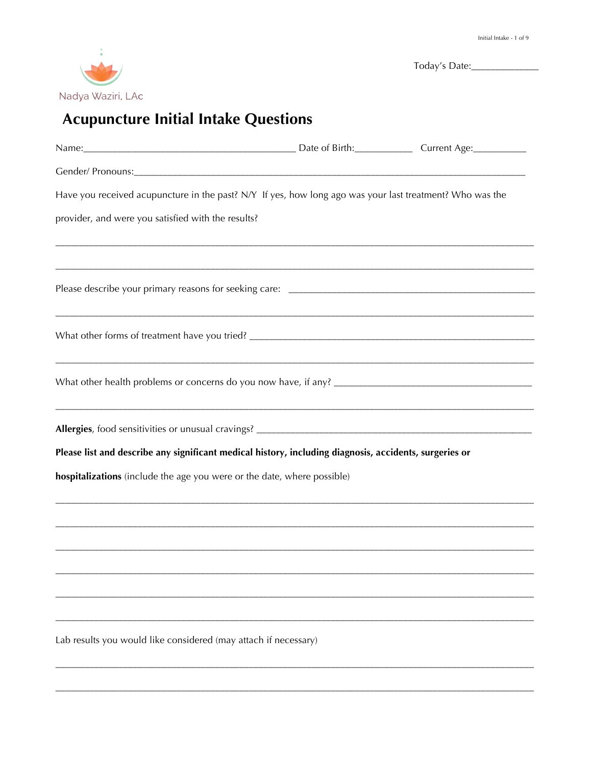Today's Date:______________

Nadya Waziri, LAc

# Acupuncture Initial Intake Questions

Name:_________________________________________ Date of Birth:___________ Current Age:__________

Gender/ Pronouns:___________________________________________________________________________

Have you received acupuncture in the past? N/Y If yes, how long ago was your last treatment? Who was the provider, and were you satisfied with the results?

_____________________________________________________________________________________________

_____________________________________________________________________________________________

Please describe your primary reasons for seeking care: __________________________________________________

_____________________________________________________________________________________________

What other forms of treatment have you tried? _____________________________________________________

_____________________________________________________________________________________________

What other health problems or concerns do you now have, if any? ___________________________________

_____________________________________________________________________________________________

**Allergies**, food sensitivities or unusual cravings? ___________________________________________________

**Please list and describe any significant medical history, including diagnosis, accidents, surgeries or hospitalizations** (include the age you were or the date, where possible)

_____________________________________________________________________________________________

_____________________________________________________________________________________________

_____________________________________________________________________________________________

_____________________________________________________________________________________________

_____________________________________________________________________________________________

_____________________________________________________________________________________________

Lab results you would like considered (may attach if necessary)

_____________________________________________________________________________________________

_____________________________________________________________________________________________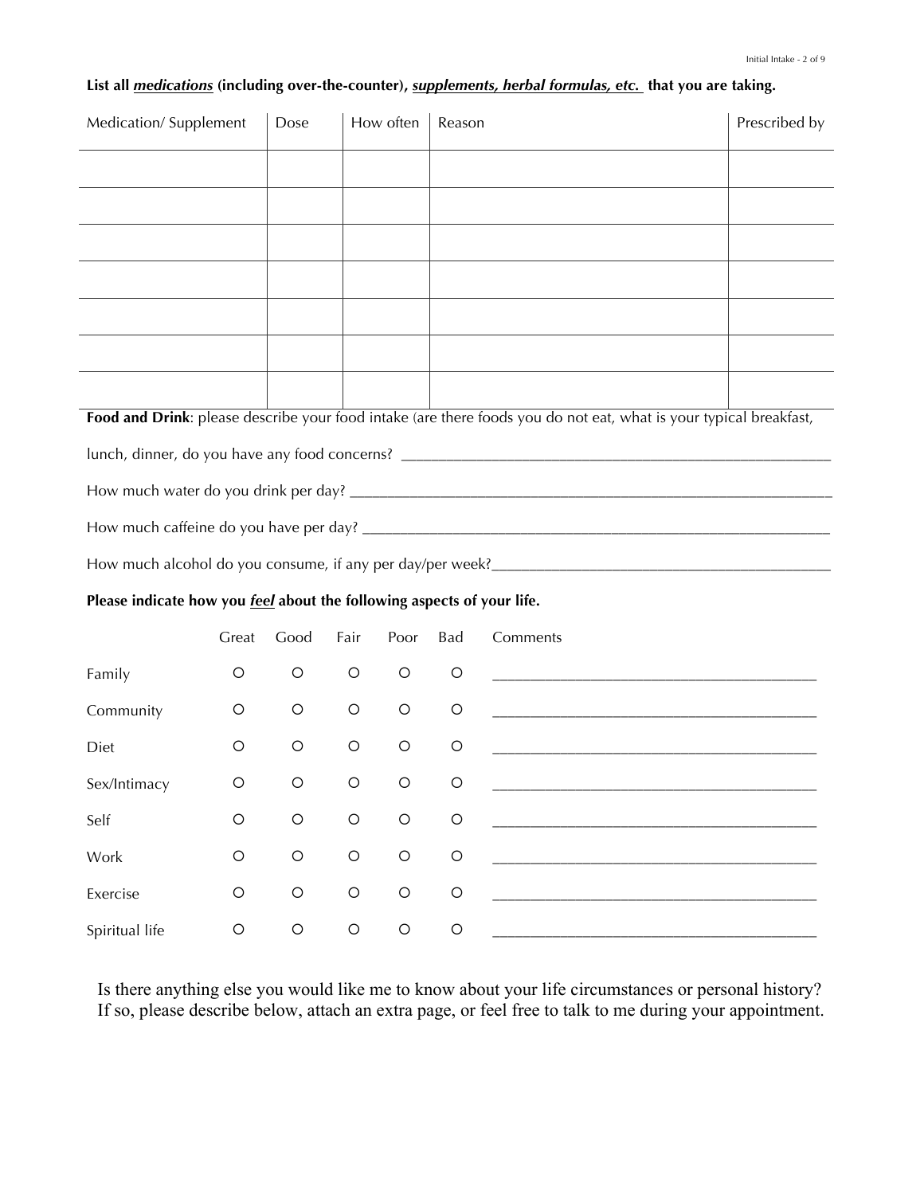**List all *medications* (including over-the-counter), *supplements, herbal formulas, etc.* that you are taking.**

| Medication/ Supplement | Dose | How often | Reason | Prescribed by |
|---|---|---|---|---|
| | | | | |
| | | | | |
| | | | | |
| | | | | |
| | | | | |
| | | | | |
| | | | | |

**Food and Drink**: please describe your food intake (are there foods you do not eat, what is your typical breakfast, lunch, dinner, do you have any food concerns? ___________________________________________________________

How much water do you drink per day? ___________________________________________________________

How much caffeine do you have per day? ___________________________________________________________

How much alcohol do you consume, if any per day/per week?___________________________________________

**Please indicate how you *feel* about the following aspects of your life.**

| | Great | Good | Fair | Poor | Bad | Comments |
|---|---|---|---|---|---|---|
| Family | ○ | ○ | ○ | ○ | ○ | ________________________________ |
| Community | ○ | ○ | ○ | ○ | ○ | ________________________________ |
| Diet | ○ | ○ | ○ | ○ | ○ | ________________________________ |
| Sex/Intimacy | ○ | ○ | ○ | ○ | ○ | ________________________________ |
| Self | ○ | ○ | ○ | ○ | ○ | ________________________________ |
| Work | ○ | ○ | ○ | ○ | ○ | ________________________________ |
| Exercise | ○ | ○ | ○ | ○ | ○ | ________________________________ |
| Spiritual life | ○ | ○ | ○ | ○ | ○ | ________________________________ |

Is there anything else you would like me to know about your life circumstances or personal history? If so, please describe below, attach an extra page, or feel free to talk to me during your appointment.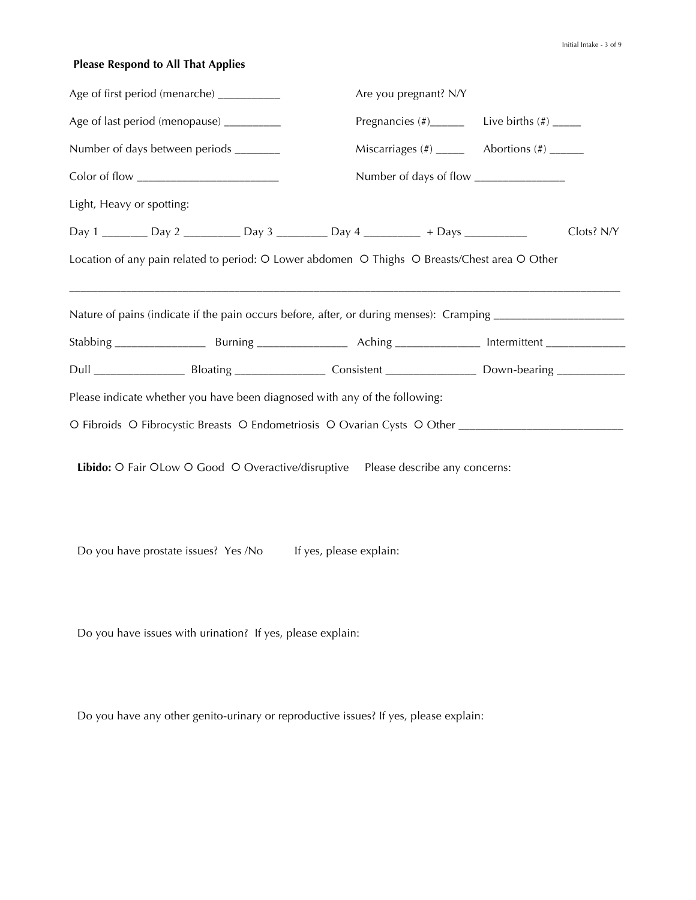**Please Respond to All That Applies**

Age of first period (menarche) ___________

Are you pregnant? N/Y

Age of last period (menopause) __________

Pregnancies (#)______ Live births (#) _____

Number of days between periods ________

Miscarriages (#) _____ Abortions (#) ______

Color of flow ________________________

Number of days of flow _______________

Light, Heavy or spotting:

Day 1 ________ Day 2 __________ Day 3 _________ Day 4 __________ + Days ___________ Clots? N/Y

Location of any pain related to period: O Lower abdomen O Thighs O Breasts/Chest area O Other

_____________________________________________________________________________________________

Nature of pains (indicate if the pain occurs before, after, or during menses): Cramping ______________________

Stabbing ________________ Burning ________________ Aching _______________ Intermittent ______________

Dull ________________ Bloating ________________ Consistent ________________ Down-bearing ____________

Please indicate whether you have been diagnosed with any of the following:

O Fibroids O Fibrocystic Breasts O Endometriosis O Ovarian Cysts O Other ____________________________

**Libido:** O Fair OLow O Good O Overactive/disruptive Please describe any concerns:

Do you have prostate issues? Yes /No If yes, please explain:

Do you have issues with urination? If yes, please explain:

Do you have any other genito-urinary or reproductive issues? If yes, please explain: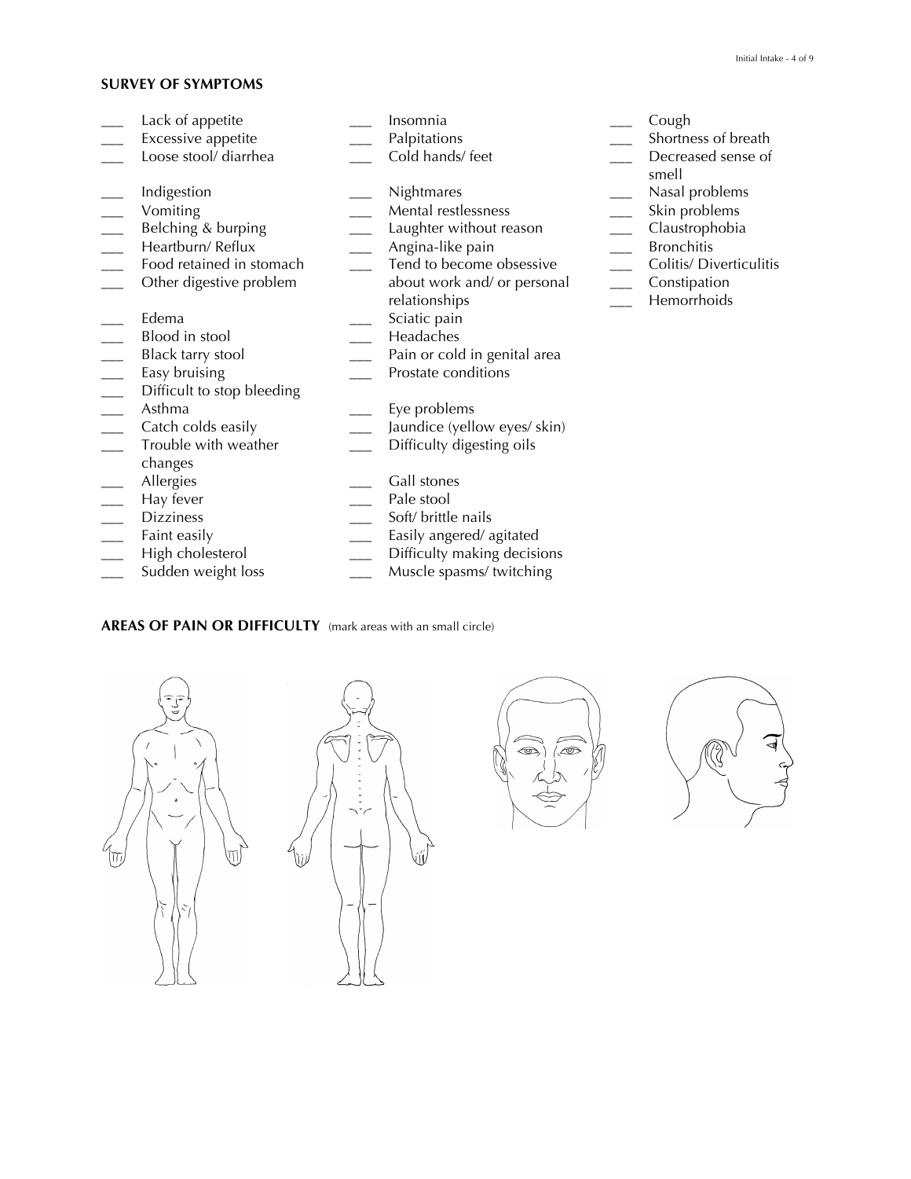## SURVEY OF SYMPTOMS

___ Lack of appetite
___ Excessive appetite
___ Loose stool/ diarrhea

___ Indigestion
___ Vomiting
___ Belching & burping
___ Heartburn/ Reflux
___ Food retained in stomach
___ Other digestive problem

___ Edema
___ Blood in stool
___ Black tarry stool
___ Easy bruising
___ Difficult to stop bleeding
___ Asthma
___ Catch colds easily
___ Trouble with weather changes
___ Allergies
___ Hay fever
___ Dizziness
___ Faint easily
___ High cholesterol
___ Sudden weight loss

___ Insomnia
___ Palpitations
___ Cold hands/ feet

___ Nightmares
___ Mental restlessness
___ Laughter without reason
___ Angina-like pain
___ Tend to become obsessive about work and/ or personal relationships
___ Sciatic pain
___ Headaches
___ Pain or cold in genital area
___ Prostate conditions

___ Eye problems
___ Jaundice (yellow eyes/ skin)
___ Difficulty digesting oils

___ Gall stones
___ Pale stool
___ Soft/ brittle nails
___ Easily angered/ agitated
___ Difficulty making decisions
___ Muscle spasms/ twitching

___ Cough
___ Shortness of breath
___ Decreased sense of smell
___ Nasal problems
___ Skin problems
___ Claustrophobia
___ Bronchitis
___ Colitis/ Diverticulitis
___ Constipation
___ Hemorrhoids

## AREAS OF PAIN OR DIFFICULTY (mark areas with an small circle)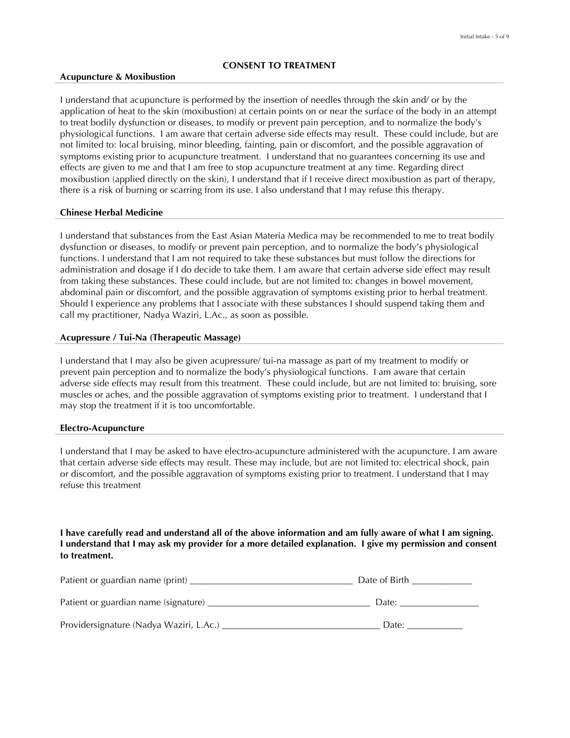## CONSENT TO TREATMENT

### Acupuncture & Moxibustion

I understand that acupuncture is performed by the insertion of needles through the skin and/ or by the application of heat to the skin (moxibustion) at certain points on or near the surface of the body in an attempt to treat bodily dysfunction or diseases, to modify or prevent pain perception, and to normalize the body's physiological functions. I am aware that certain adverse side effects may result. These could include, but are not limited to: local bruising, minor bleeding, fainting, pain or discomfort, and the possible aggravation of symptoms existing prior to acupuncture treatment. I understand that no guarantees concerning its use and effects are given to me and that I am free to stop acupuncture treatment at any time. Regarding direct moxibustion (applied directly on the skin), I understand that if I receive direct moxibustion as part of therapy, there is a risk of burning or scarring from its use. I also understand that I may refuse this therapy.

### Chinese Herbal Medicine

I understand that substances from the East Asian Materia Medica may be recommended to me to treat bodily dysfunction or diseases, to modify or prevent pain perception, and to normalize the body's physiological functions. I understand that I am not required to take these substances but must follow the directions for administration and dosage if I do decide to take them. I am aware that certain adverse side effect may result from taking these substances. These could include, but are not limited to: changes in bowel movement, abdominal pain or discomfort, and the possible aggravation of symptoms existing prior to herbal treatment. Should I experience any problems that I associate with these substances I should suspend taking them and call my practitioner, Nadya Waziri, L.Ac., as soon as possible.

### Acupressure / Tui-Na (Therapeutic Massage)

I understand that I may also be given acupressure/ tui-na massage as part of my treatment to modify or prevent pain perception and to normalize the body's physiological functions. I am aware that certain adverse side effects may result from this treatment. These could include, but are not limited to: bruising, sore muscles or aches, and the possible aggravation of symptoms existing prior to treatment. I understand that I may stop the treatment if it is too uncomfortable.

### Electro-Acupuncture

I understand that I may be asked to have electro-acupuncture administered with the acupuncture. I am aware that certain adverse side effects may result. These may include, but are not limited to: electrical shock, pain or discomfort, and the possible aggravation of symptoms existing prior to treatment. I understand that I may refuse this treatment

**I have carefully read and understand all of the above information and am fully aware of what I am signing. I understand that I may ask my provider for a more detailed explanation. I give my permission and consent to treatment.**

Patient or guardian name (print) _________________________________ Date of Birth ____________

Patient or guardian name (signature) _________________________________ Date: ________________

Providersignature (Nadya Waziri, L.Ac.) _________________________________ Date: ___________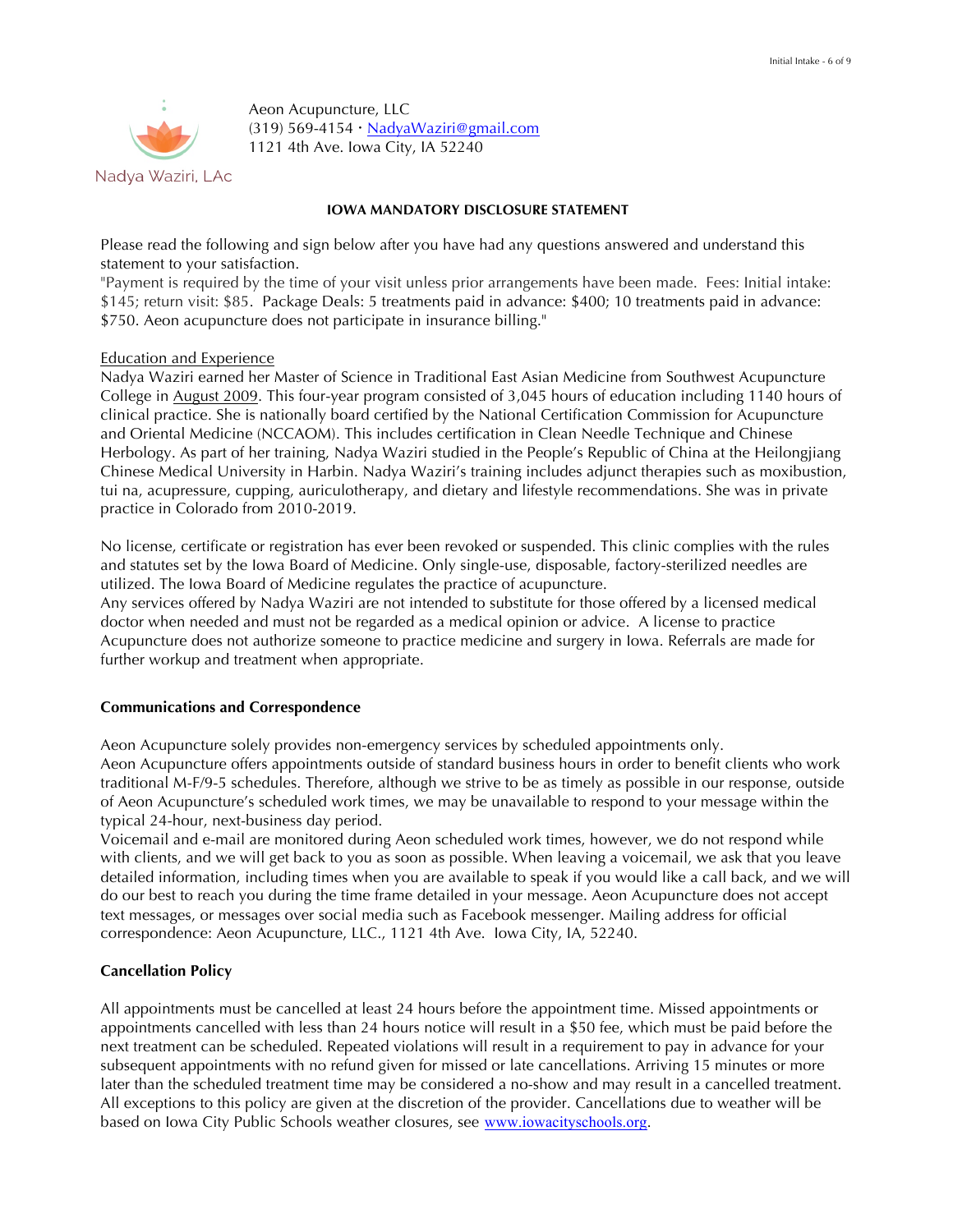Nadya Waziri, LAc

Aeon Acupuncture, LLC
(319) 569-4154 · NadyaWaziri@gmail.com
1121 4th Ave. Iowa City, IA 52240

**IOWA MANDATORY DISCLOSURE STATEMENT**

Please read the following and sign below after you have had any questions answered and understand this statement to your satisfaction.
"Payment is required by the time of your visit unless prior arrangements have been made. Fees: Initial intake: $145; return visit: $85. Package Deals: 5 treatments paid in advance: $400; 10 treatments paid in advance: $750. Aeon acupuncture does not participate in insurance billing."

Education and Experience
Nadya Waziri earned her Master of Science in Traditional East Asian Medicine from Southwest Acupuncture College in August 2009. This four-year program consisted of 3,045 hours of education including 1140 hours of clinical practice. She is nationally board certified by the National Certification Commission for Acupuncture and Oriental Medicine (NCCAOM). This includes certification in Clean Needle Technique and Chinese Herbology. As part of her training, Nadya Waziri studied in the People's Republic of China at the Heilongjiang Chinese Medical University in Harbin. Nadya Waziri's training includes adjunct therapies such as moxibustion, tui na, acupressure, cupping, auriculotherapy, and dietary and lifestyle recommendations. She was in private practice in Colorado from 2010-2019.

No license, certificate or registration has ever been revoked or suspended. This clinic complies with the rules and statutes set by the Iowa Board of Medicine. Only single-use, disposable, factory-sterilized needles are utilized. The Iowa Board of Medicine regulates the practice of acupuncture.
Any services offered by Nadya Waziri are not intended to substitute for those offered by a licensed medical doctor when needed and must not be regarded as a medical opinion or advice. A license to practice Acupuncture does not authorize someone to practice medicine and surgery in Iowa. Referrals are made for further workup and treatment when appropriate.

**Communications and Correspondence**

Aeon Acupuncture solely provides non-emergency services by scheduled appointments only.
Aeon Acupuncture offers appointments outside of standard business hours in order to benefit clients who work traditional M-F/9-5 schedules. Therefore, although we strive to be as timely as possible in our response, outside of Aeon Acupuncture's scheduled work times, we may be unavailable to respond to your message within the typical 24-hour, next-business day period.
Voicemail and e-mail are monitored during Aeon scheduled work times, however, we do not respond while with clients, and we will get back to you as soon as possible. When leaving a voicemail, we ask that you leave detailed information, including times when you are available to speak if you would like a call back, and we will do our best to reach you during the time frame detailed in your message. Aeon Acupuncture does not accept text messages, or messages over social media such as Facebook messenger. Mailing address for official correspondence: Aeon Acupuncture, LLC., 1121 4th Ave. Iowa City, IA, 52240.

**Cancellation Policy**

All appointments must be cancelled at least 24 hours before the appointment time. Missed appointments or appointments cancelled with less than 24 hours notice will result in a $50 fee, which must be paid before the next treatment can be scheduled. Repeated violations will result in a requirement to pay in advance for your subsequent appointments with no refund given for missed or late cancellations. Arriving 15 minutes or more later than the scheduled treatment time may be considered a no-show and may result in a cancelled treatment. All exceptions to this policy are given at the discretion of the provider. Cancellations due to weather will be based on Iowa City Public Schools weather closures, see www.iowacityschools.org.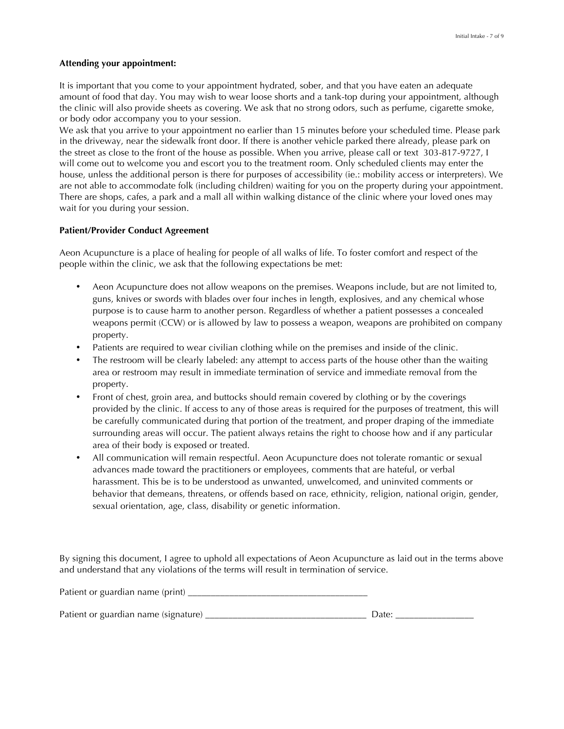**Attending your appointment:**

It is important that you come to your appointment hydrated, sober, and that you have eaten an adequate amount of food that day. You may wish to wear loose shorts and a tank-top during your appointment, although the clinic will also provide sheets as covering. We ask that no strong odors, such as perfume, cigarette smoke, or body odor accompany you to your session.
We ask that you arrive to your appointment no earlier than 15 minutes before your scheduled time. Please park in the driveway, near the sidewalk front door. If there is another vehicle parked there already, please park on the street as close to the front of the house as possible. When you arrive, please call or text 303-817-9727, I will come out to welcome you and escort you to the treatment room. Only scheduled clients may enter the house, unless the additional person is there for purposes of accessibility (ie.: mobility access or interpreters). We are not able to accommodate folk (including children) waiting for you on the property during your appointment. There are shops, cafes, a park and a mall all within walking distance of the clinic where your loved ones may wait for you during your session.

**Patient/Provider Conduct Agreement**

Aeon Acupuncture is a place of healing for people of all walks of life. To foster comfort and respect of the people within the clinic, we ask that the following expectations be met:

- Aeon Acupuncture does not allow weapons on the premises. Weapons include, but are not limited to, guns, knives or swords with blades over four inches in length, explosives, and any chemical whose purpose is to cause harm to another person. Regardless of whether a patient possesses a concealed weapons permit (CCW) or is allowed by law to possess a weapon, weapons are prohibited on company property.
- Patients are required to wear civilian clothing while on the premises and inside of the clinic.
- The restroom will be clearly labeled: any attempt to access parts of the house other than the waiting area or restroom may result in immediate termination of service and immediate removal from the property.
- Front of chest, groin area, and buttocks should remain covered by clothing or by the coverings provided by the clinic. If access to any of those areas is required for the purposes of treatment, this will be carefully communicated during that portion of the treatment, and proper draping of the immediate surrounding areas will occur. The patient always retains the right to choose how and if any particular area of their body is exposed or treated.
- All communication will remain respectful. Aeon Acupuncture does not tolerate romantic or sexual advances made toward the practitioners or employees, comments that are hateful, or verbal harassment. This be is to be understood as unwanted, unwelcomed, and uninvited comments or behavior that demeans, threatens, or offends based on race, ethnicity, religion, national origin, gender, sexual orientation, age, class, disability or genetic information.

By signing this document, I agree to uphold all expectations of Aeon Acupuncture as laid out in the terms above and understand that any violations of the terms will result in termination of service.

Patient or guardian name (print) ______________________________________

Patient or guardian name (signature) __________________________________ Date: ________________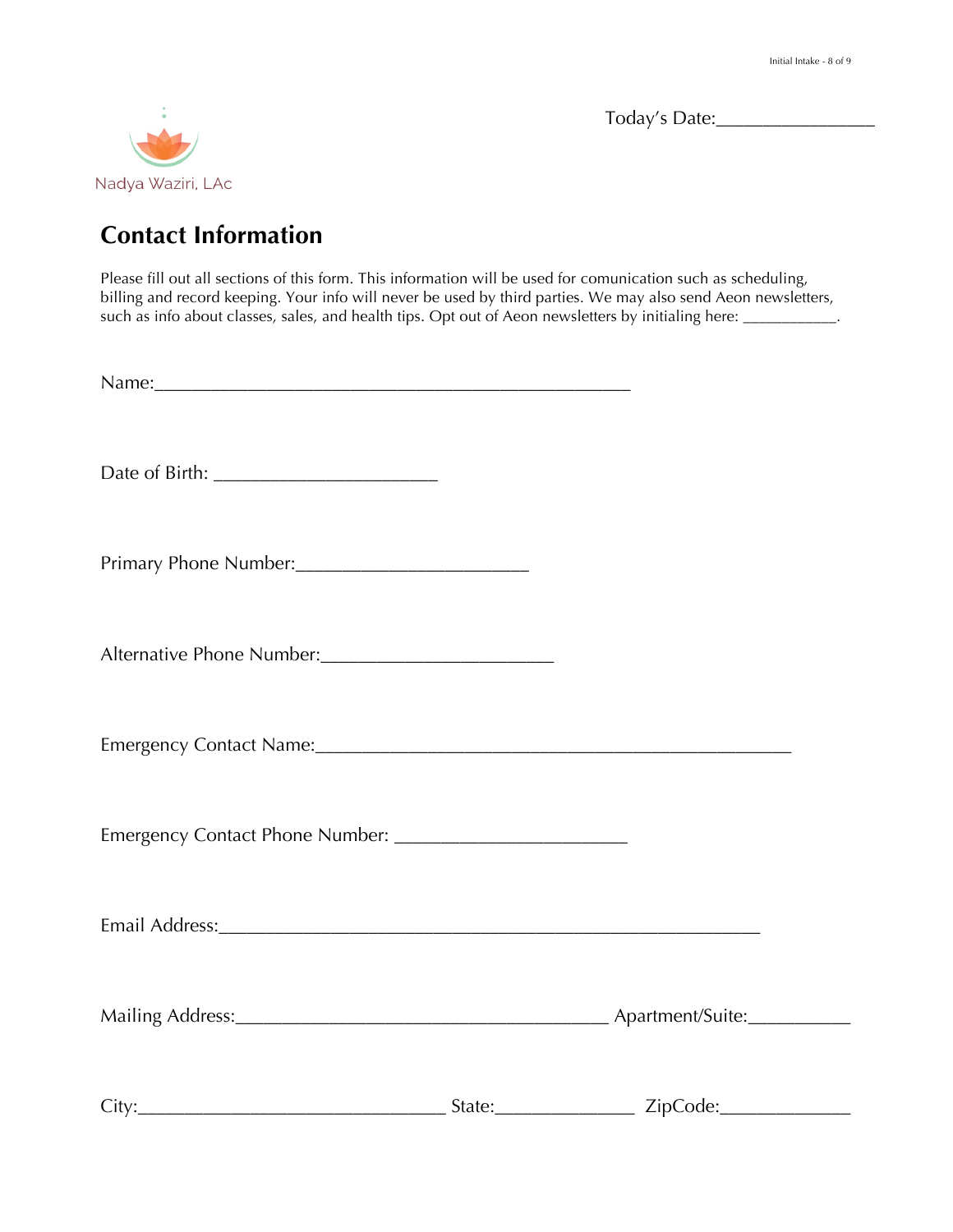Nadya Waziri, LAc

Today's Date:________________

# Contact Information

Please fill out all sections of this form. This information will be used for comunication such as scheduling, billing and record keeping. Your info will never be used by third parties. We may also send Aeon newsletters, such as info about classes, sales, and health tips. Opt out of Aeon newsletters by initialing here: ___________.

Name:_____________________________________________________

Date of Birth: _______________________

Primary Phone Number:________________________

Alternative Phone Number:________________________

Emergency Contact Name:_____________________________________________________

Emergency Contact Phone Number: ________________________

Email Address:____________________________________________________________

Mailing Address:________________________________________ Apartment/Suite:__________

City:________________________________ State:______________ ZipCode:_____________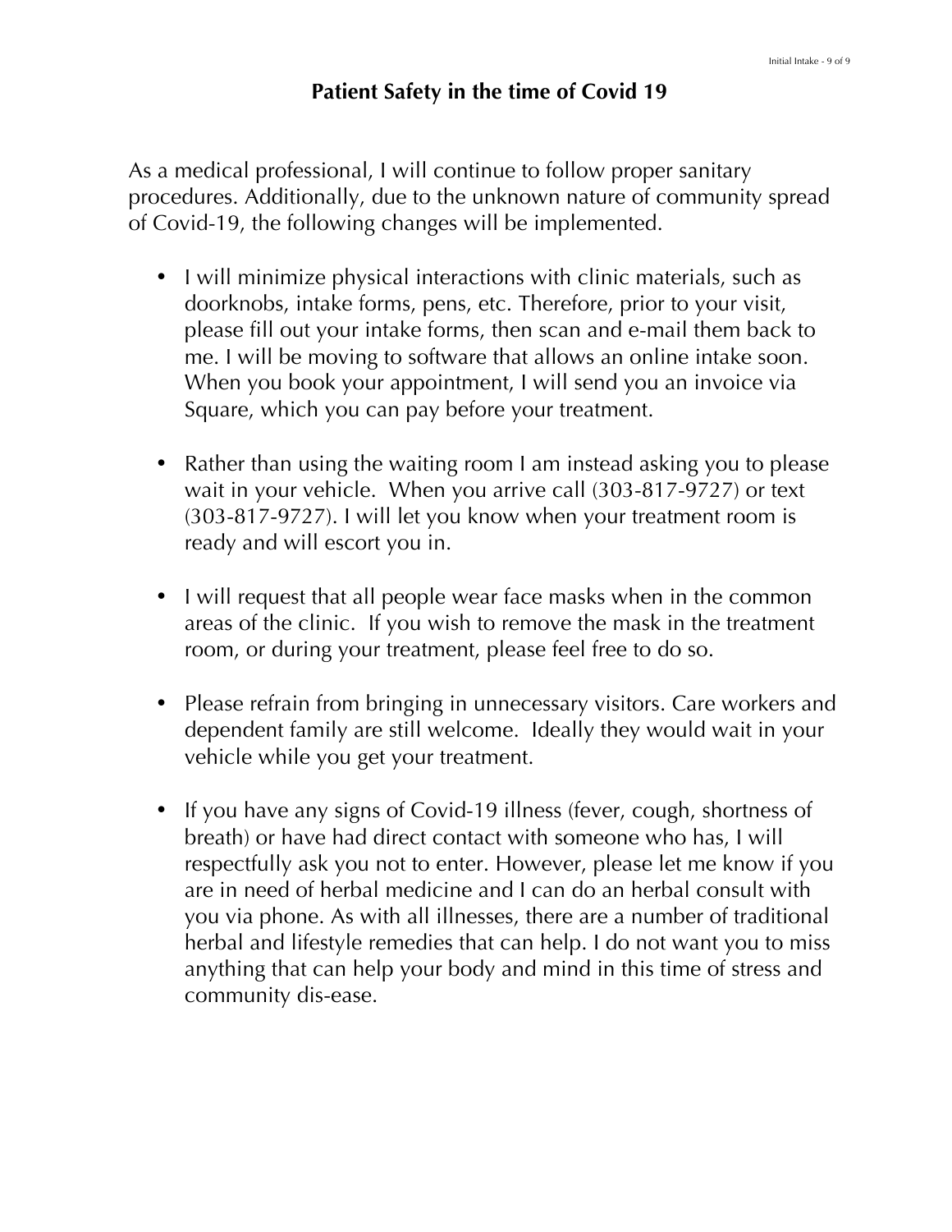# Patient Safety in the time of Covid 19

As a medical professional, I will continue to follow proper sanitary procedures. Additionally, due to the unknown nature of community spread of Covid-19, the following changes will be implemented.

- I will minimize physical interactions with clinic materials, such as doorknobs, intake forms, pens, etc. Therefore, prior to your visit, please fill out your intake forms, then scan and e-mail them back to me. I will be moving to software that allows an online intake soon. When you book your appointment, I will send you an invoice via Square, which you can pay before your treatment.

- Rather than using the waiting room I am instead asking you to please wait in your vehicle. When you arrive call (303-817-9727) or text (303-817-9727). I will let you know when your treatment room is ready and will escort you in.

- I will request that all people wear face masks when in the common areas of the clinic. If you wish to remove the mask in the treatment room, or during your treatment, please feel free to do so.

- Please refrain from bringing in unnecessary visitors. Care workers and dependent family are still welcome. Ideally they would wait in your vehicle while you get your treatment.

- If you have any signs of Covid-19 illness (fever, cough, shortness of breath) or have had direct contact with someone who has, I will respectfully ask you not to enter. However, please let me know if you are in need of herbal medicine and I can do an herbal consult with you via phone. As with all illnesses, there are a number of traditional herbal and lifestyle remedies that can help. I do not want you to miss anything that can help your body and mind in this time of stress and community dis-ease.